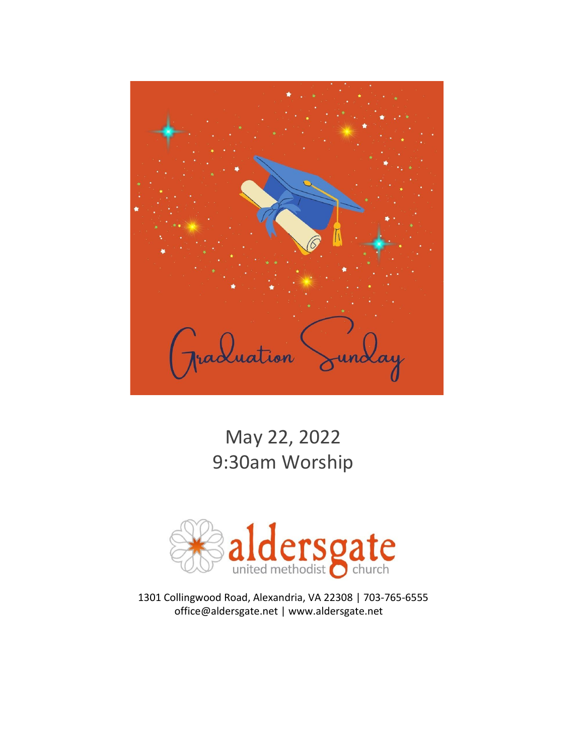# Graduation Sunday

May 22, 2022
9:30am Worship

aldersgate
united methodist church

1301 Collingwood Road, Alexandria, VA 22308 | 703-765-6555
office@aldersgate.net | www.aldersgate.net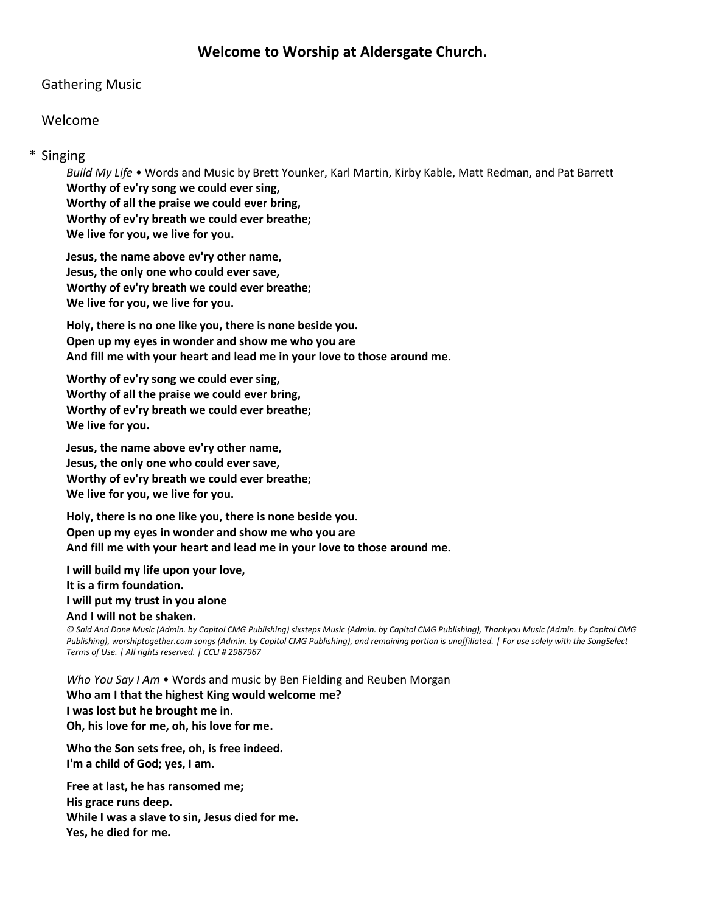# Welcome to Worship at Aldersgate Church.

Gathering Music

Welcome

\* Singing

*Build My Life* • Words and Music by Brett Younker, Karl Martin, Kirby Kable, Matt Redman, and Pat Barrett

**Worthy of ev'ry song we could ever sing,**
**Worthy of all the praise we could ever bring,**
**Worthy of ev'ry breath we could ever breathe;**
**We live for you, we live for you.**

**Jesus, the name above ev'ry other name,**
**Jesus, the only one who could ever save,**
**Worthy of ev'ry breath we could ever breathe;**
**We live for you, we live for you.**

**Holy, there is no one like you, there is none beside you.**
**Open up my eyes in wonder and show me who you are**
**And fill me with your heart and lead me in your love to those around me.**

**Worthy of ev'ry song we could ever sing,**
**Worthy of all the praise we could ever bring,**
**Worthy of ev'ry breath we could ever breathe;**
**We live for you.**

**Jesus, the name above ev'ry other name,**
**Jesus, the only one who could ever save,**
**Worthy of ev'ry breath we could ever breathe;**
**We live for you, we live for you.**

**Holy, there is no one like you, there is none beside you.**
**Open up my eyes in wonder and show me who you are**
**And fill me with your heart and lead me in your love to those around me.**

**I will build my life upon your love,**
**It is a firm foundation.**
**I will put my trust in you alone**
**And I will not be shaken.**

*© Said And Done Music (Admin. by Capitol CMG Publishing) sixsteps Music (Admin. by Capitol CMG Publishing), Thankyou Music (Admin. by Capitol CMG Publishing), worshiptogether.com songs (Admin. by Capitol CMG Publishing), and remaining portion is unaffiliated. | For use solely with the SongSelect Terms of Use. | All rights reserved. | CCLI # 2987967*

*Who You Say I Am* • Words and music by Ben Fielding and Reuben Morgan

**Who am I that the highest King would welcome me?**
**I was lost but he brought me in.**
**Oh, his love for me, oh, his love for me.**

**Who the Son sets free, oh, is free indeed.**
**I'm a child of God; yes, I am.**

**Free at last, he has ransomed me;**
**His grace runs deep.**
**While I was a slave to sin, Jesus died for me.**
**Yes, he died for me.**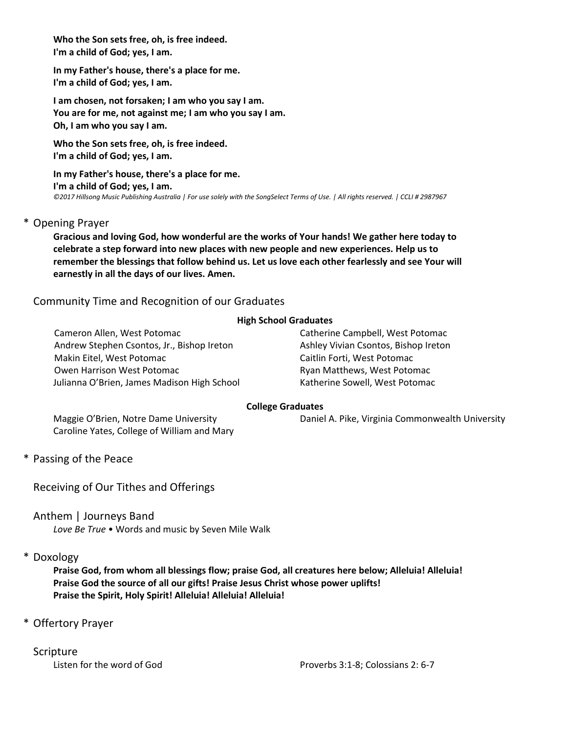**Who the Son sets free, oh, is free indeed.**
**I'm a child of God; yes, I am.**

**In my Father's house, there's a place for me.**
**I'm a child of God; yes, I am.**

**I am chosen, not forsaken; I am who you say I am.**
**You are for me, not against me; I am who you say I am.**
**Oh, I am who you say I am.**

**Who the Son sets free, oh, is free indeed.**
**I'm a child of God; yes, I am.**

**In my Father's house, there's a place for me.**
**I'm a child of God; yes, I am.**
*©2017 Hillsong Music Publishing Australia | For use solely with the SongSelect Terms of Use. | All rights reserved. | CCLI # 2987967*

\* Opening Prayer

**Gracious and loving God, how wonderful are the works of Your hands! We gather here today to celebrate a step forward into new places with new people and new experiences. Help us to remember the blessings that follow behind us. Let us love each other fearlessly and see Your will earnestly in all the days of our lives. Amen.**

Community Time and Recognition of our Graduates

**High School Graduates**

Cameron Allen, West Potomac
Catherine Campbell, West Potomac
Andrew Stephen Csontos, Jr., Bishop Ireton
Ashley Vivian Csontos, Bishop Ireton
Makin Eitel, West Potomac
Caitlin Forti, West Potomac
Owen Harrison West Potomac
Ryan Matthews, West Potomac
Julianna O'Brien, James Madison High School
Katherine Sowell, West Potomac

**College Graduates**

Maggie O'Brien, Notre Dame University
Daniel A. Pike, Virginia Commonwealth University
Caroline Yates, College of William and Mary

\* Passing of the Peace

Receiving of Our Tithes and Offerings

Anthem | Journeys Band
*Love Be True* • Words and music by Seven Mile Walk

\* Doxology

**Praise God, from whom all blessings flow; praise God, all creatures here below; Alleluia! Alleluia!**
**Praise God the source of all our gifts! Praise Jesus Christ whose power uplifts!**
**Praise the Spirit, Holy Spirit! Alleluia! Alleluia! Alleluia!**

\* Offertory Prayer

Scripture
Listen for the word of God — Proverbs 3:1-8; Colossians 2: 6-7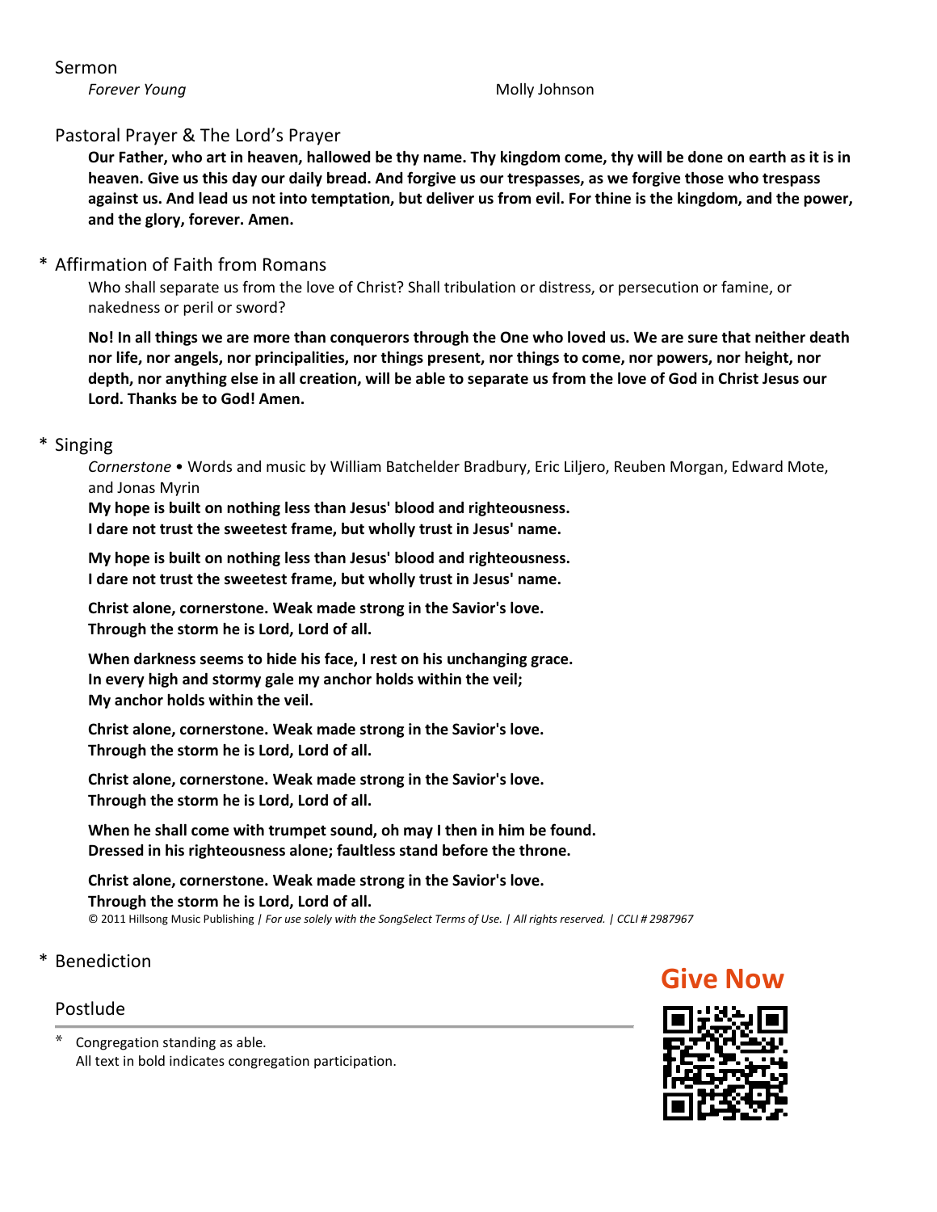## Sermon

*Forever Young* Molly Johnson

## Pastoral Prayer & The Lord's Prayer

**Our Father, who art in heaven, hallowed be thy name. Thy kingdom come, thy will be done on earth as it is in heaven. Give us this day our daily bread. And forgive us our trespasses, as we forgive those who trespass against us. And lead us not into temptation, but deliver us from evil. For thine is the kingdom, and the power, and the glory, forever. Amen.**

## * Affirmation of Faith from Romans

Who shall separate us from the love of Christ? Shall tribulation or distress, or persecution or famine, or nakedness or peril or sword?

**No! In all things we are more than conquerors through the One who loved us. We are sure that neither death nor life, nor angels, nor principalities, nor things present, nor things to come, nor powers, nor height, nor depth, nor anything else in all creation, will be able to separate us from the love of God in Christ Jesus our Lord. Thanks be to God! Amen.**

## * Singing

*Cornerstone* • Words and music by William Batchelder Bradbury, Eric Liljero, Reuben Morgan, Edward Mote, and Jonas Myrin

**My hope is built on nothing less than Jesus' blood and righteousness.**
**I dare not trust the sweetest frame, but wholly trust in Jesus' name.**

**My hope is built on nothing less than Jesus' blood and righteousness.**
**I dare not trust the sweetest frame, but wholly trust in Jesus' name.**

**Christ alone, cornerstone. Weak made strong in the Savior's love.**
**Through the storm he is Lord, Lord of all.**

**When darkness seems to hide his face, I rest on his unchanging grace.**
**In every high and stormy gale my anchor holds within the veil;**
**My anchor holds within the veil.**

**Christ alone, cornerstone. Weak made strong in the Savior's love.**
**Through the storm he is Lord, Lord of all.**

**Christ alone, cornerstone. Weak made strong in the Savior's love.**
**Through the storm he is Lord, Lord of all.**

**When he shall come with trumpet sound, oh may I then in him be found.**
**Dressed in his righteousness alone; faultless stand before the throne.**

**Christ alone, cornerstone. Weak made strong in the Savior's love.**
**Through the storm he is Lord, Lord of all.**

© 2011 Hillsong Music Publishing | *For use solely with the SongSelect Terms of Use.* | *All rights reserved.* | *CCLI # 2987967*

## * Benediction

## Postlude

**Give Now**

\* Congregation standing as able.
All text in bold indicates congregation participation.